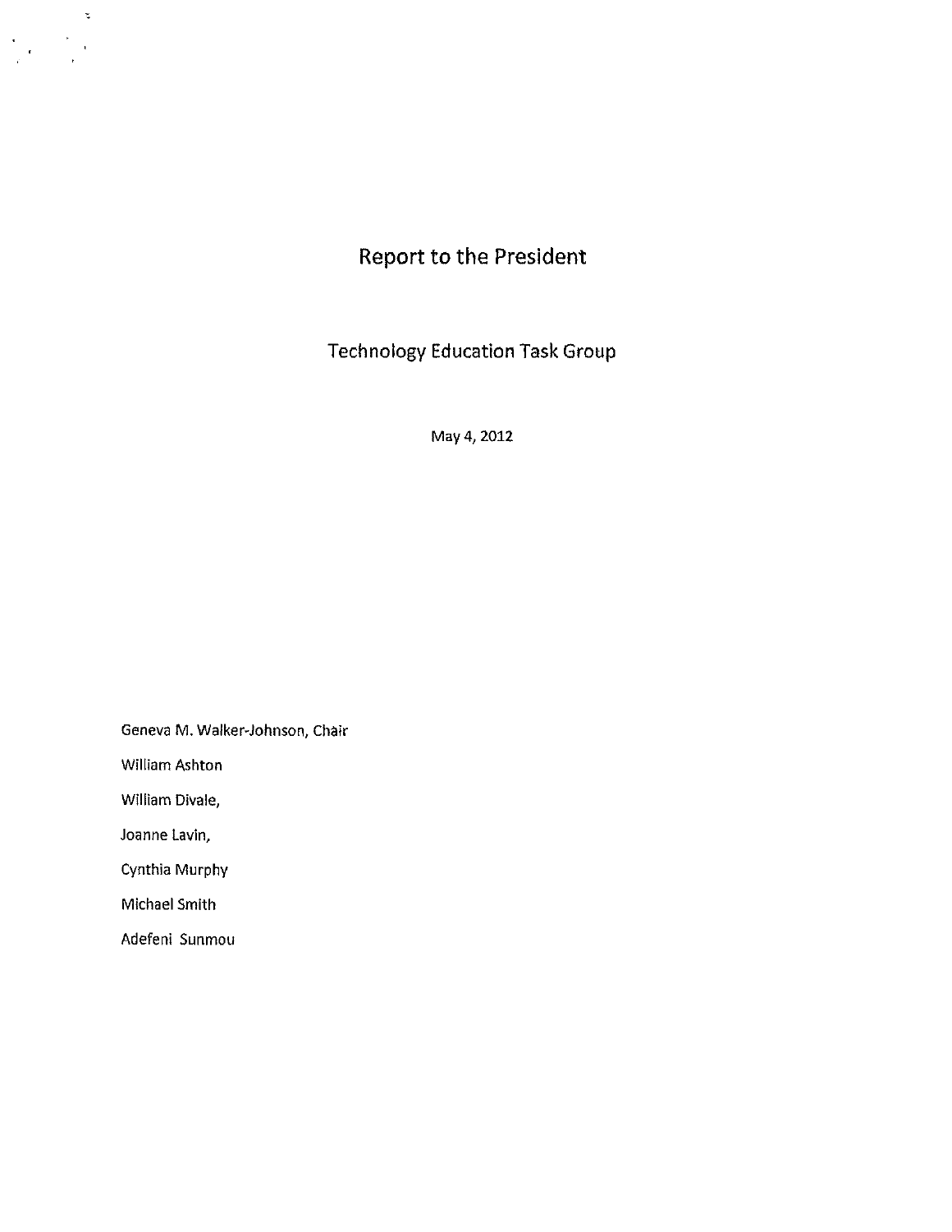# Report to the President

## Technology Education Task Group

May 4, 2012

Geneva M. Walker-Johnson, Chair

William Ashton

William Divale,

Joanne Lavin,

Cynthia Murphy

Michael Smith

Adefeni Sunmou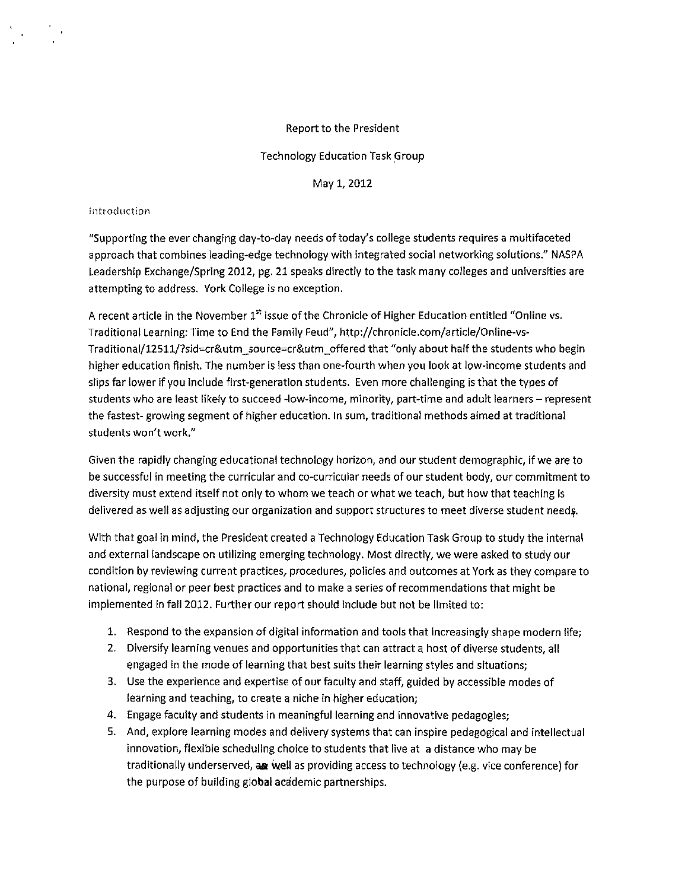Report to the President

Technology Education Task Group

May 1, 2012

Introduction

"Supporting the ever changing day-to-day needs of today's college students requires a multifaceted approach that combines leading-edge technology with integrated social networking solutions." NASPA Leadership Exchange/Spring 2012, pg. 21 speaks directly to the task many colleges and universities are attempting to address. York College is no exception.

A recent article in the November 1st issue of the Chronicle of Higher Education entitled "Online vs. Traditional Learning: Time to End the Family Feud", http://chronicle.com/article/Online-vs-Traditional/12511/?sid=cr&utm_source=cr&utm_offered that "only about half the students who begin higher education finish. The number is less than one-fourth when you look at low-income students and slips far lower if you include first-generation students. Even more challenging is that the types of students who are least likely to succeed -low-income, minority, part-time and adult learners – represent the fastest- growing segment of higher education. In sum, traditional methods aimed at traditional students won't work."

Given the rapidly changing educational technology horizon, and our student demographic, if we are to be successful in meeting the curricular and co-curricular needs of our student body, our commitment to diversity must extend itself not only to whom we teach or what we teach, but how that teaching is delivered as well as adjusting our organization and support structures to meet diverse student needs.

With that goal in mind, the President created a Technology Education Task Group to study the internal and external landscape on utilizing emerging technology. Most directly, we were asked to study our condition by reviewing current practices, procedures, policies and outcomes at York as they compare to national, regional or peer best practices and to make a series of recommendations that might be implemented in fall 2012. Further our report should include but not be limited to:

1. Respond to the expansion of digital information and tools that increasingly shape modern life;
2. Diversify learning venues and opportunities that can attract a host of diverse students, all engaged in the mode of learning that best suits their learning styles and situations;
3. Use the experience and expertise of our faculty and staff, guided by accessible modes of learning and teaching, to create a niche in higher education;
4. Engage faculty and students in meaningful learning and innovative pedagogies;
5. And, explore learning modes and delivery systems that can inspire pedagogical and intellectual innovation, flexible scheduling choice to students that live at a distance who may be traditionally underserved, as well as providing access to technology (e.g. vice conference) for the purpose of building global academic partnerships.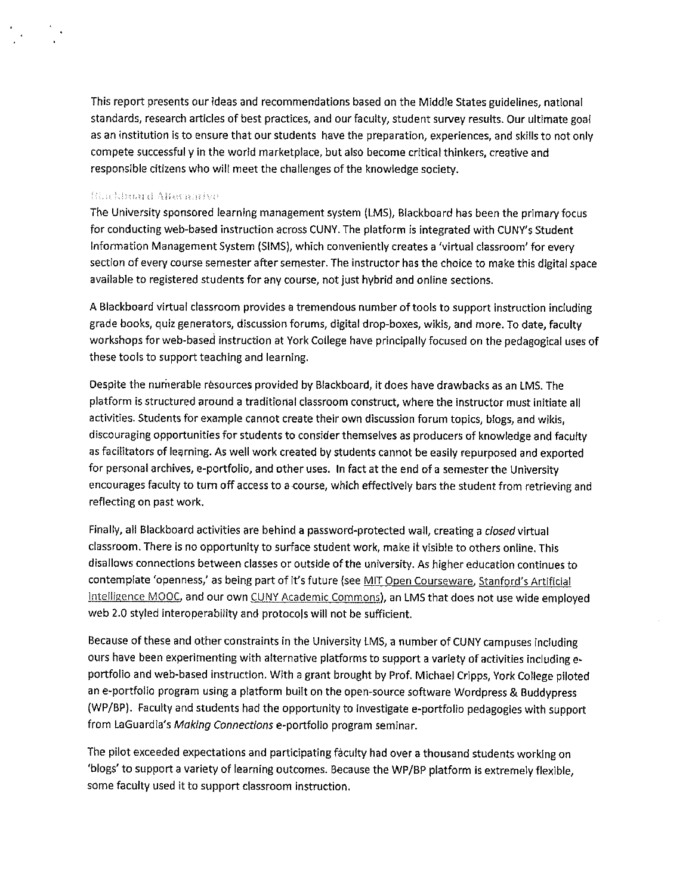This report presents our ideas and recommendations based on the Middle States guidelines, national standards, research articles of best practices, and our faculty, student survey results. Our ultimate goal as an institution is to ensure that our students have the preparation, experiences, and skills to not only compete successful y in the world marketplace, but also become critical thinkers, creative and responsible citizens who will meet the challenges of the knowledge society.

### Blackboard Alternative

The University sponsored learning management system (LMS), Blackboard has been the primary focus for conducting web-based instruction across CUNY. The platform is integrated with CUNY's Student Information Management System (SIMS), which conveniently creates a 'virtual classroom' for every section of every course semester after semester. The instructor has the choice to make this digital space available to registered students for any course, not just hybrid and online sections.

A Blackboard virtual classroom provides a tremendous number of tools to support instruction including grade books, quiz generators, discussion forums, digital drop-boxes, wikis, and more. To date, faculty workshops for web-based instruction at York College have principally focused on the pedagogical uses of these tools to support teaching and learning.

Despite the numerable resources provided by Blackboard, it does have drawbacks as an LMS. The platform is structured around a traditional classroom construct, where the instructor must initiate all activities. Students for example cannot create their own discussion forum topics, blogs, and wikis, discouraging opportunities for students to consider themselves as producers of knowledge and faculty as facilitators of learning. As well work created by students cannot be easily repurposed and exported for personal archives, e-portfolio, and other uses. In fact at the end of a semester the University encourages faculty to turn off access to a course, which effectively bars the student from retrieving and reflecting on past work.

Finally, all Blackboard activities are behind a password-protected wall, creating a *closed* virtual classroom. There is no opportunity to surface student work, make it visible to others online. This disallows connections between classes or outside of the university. As higher education continues to contemplate 'openness,' as being part of it's future (see MIT Open Courseware, Stanford's Artificial Intelligence MOOC, and our own CUNY Academic Commons), an LMS that does not use wide employed web 2.0 styled interoperability and protocols will not be sufficient.

Because of these and other constraints in the University LMS, a number of CUNY campuses including ours have been experimenting with alternative platforms to support a variety of activities including e-portfolio and web-based instruction. With a grant brought by Prof. Michael Cripps, York College piloted an e-portfolio program using a platform built on the open-source software Wordpress & Buddypress (WP/BP). Faculty and students had the opportunity to investigate e-portfolio pedagogies with support from LaGuardia's *Making Connections* e-portfolio program seminar.

The pilot exceeded expectations and participating faculty had over a thousand students working on 'blogs' to support a variety of learning outcomes. Because the WP/BP platform is extremely flexible, some faculty used it to support classroom instruction.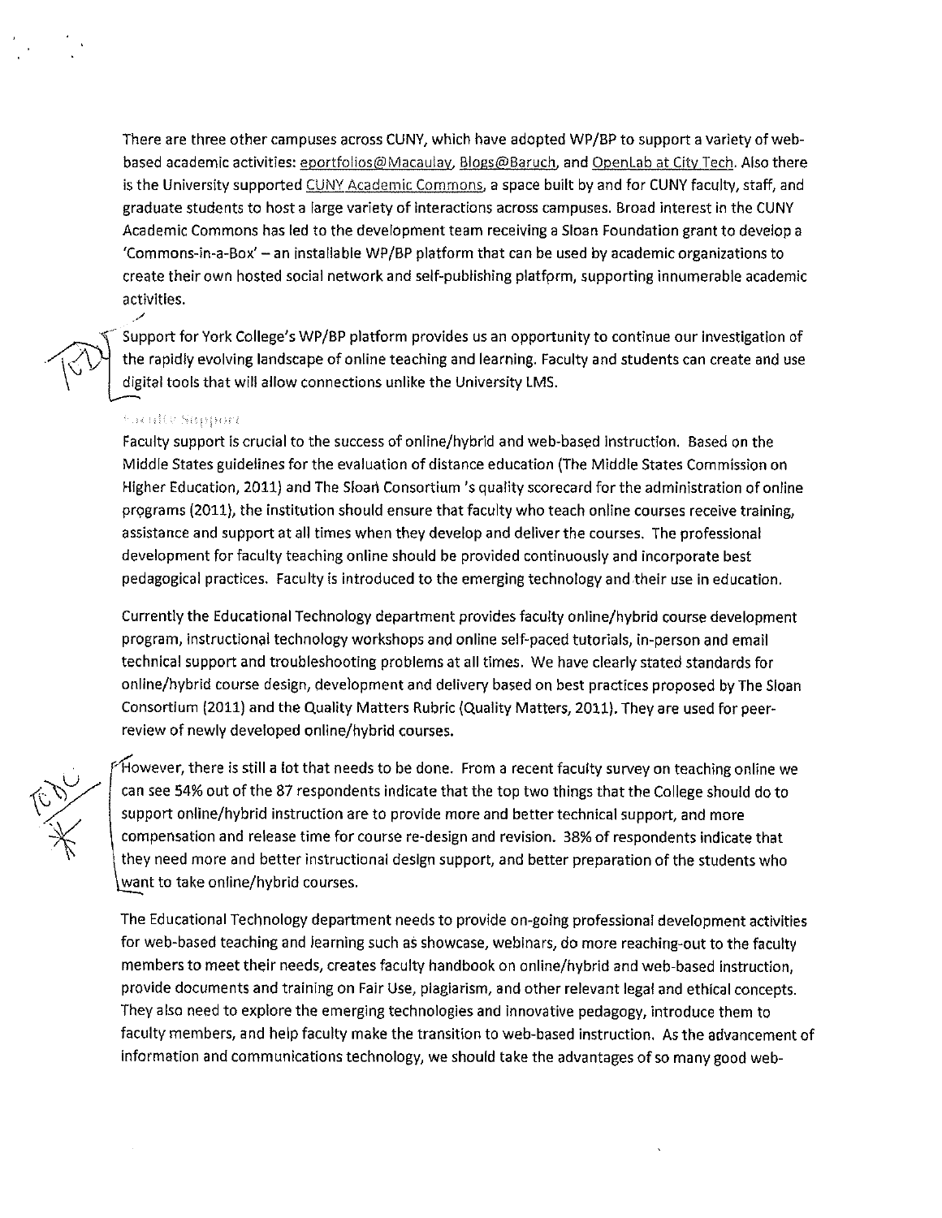There are three other campuses across CUNY, which have adopted WP/BP to support a variety of web-based academic activities: eportfolios@Macaulay, Blogs@Baruch, and OpenLab at City Tech. Also there is the University supported CUNY Academic Commons, a space built by and for CUNY faculty, staff, and graduate students to host a large variety of interactions across campuses. Broad interest in the CUNY Academic Commons has led to the development team receiving a Sloan Foundation grant to develop a 'Commons-in-a-Box' – an installable WP/BP platform that can be used by academic organizations to create their own hosted social network and self-publishing platform, supporting innumerable academic activities.

Support for York College's WP/BP platform provides us an opportunity to continue our investigation of the rapidly evolving landscape of online teaching and learning. Faculty and students can create and use digital tools that will allow connections unlike the University LMS.

### Faculty Support

Faculty support is crucial to the success of online/hybrid and web-based instruction. Based on the Middle States guidelines for the evaluation of distance education (The Middle States Commission on Higher Education, 2011) and The Sloan Consortium 's quality scorecard for the administration of online programs (2011), the institution should ensure that faculty who teach online courses receive training, assistance and support at all times when they develop and deliver the courses. The professional development for faculty teaching online should be provided continuously and incorporate best pedagogical practices. Faculty is introduced to the emerging technology and their use in education.

Currently the Educational Technology department provides faculty online/hybrid course development program, instructional technology workshops and online self-paced tutorials, in-person and email technical support and troubleshooting problems at all times. We have clearly stated standards for online/hybrid course design, development and delivery based on best practices proposed by The Sloan Consortium (2011) and the Quality Matters Rubric (Quality Matters, 2011). They are used for peer-review of newly developed online/hybrid courses.

However, there is still a lot that needs to be done. From a recent faculty survey on teaching online we can see 54% out of the 87 respondents indicate that the top two things that the College should do to support online/hybrid instruction are to provide more and better technical support, and more compensation and release time for course re-design and revision. 38% of respondents indicate that they need more and better instructional design support, and better preparation of the students who want to take online/hybrid courses.

The Educational Technology department needs to provide on-going professional development activities for web-based teaching and learning such as showcase, webinars, do more reaching-out to the faculty members to meet their needs, creates faculty handbook on online/hybrid and web-based instruction, provide documents and training on Fair Use, plagiarism, and other relevant legal and ethical concepts. They also need to explore the emerging technologies and innovative pedagogy, introduce them to faculty members, and help faculty make the transition to web-based instruction. As the advancement of information and communications technology, we should take the advantages of so many good web-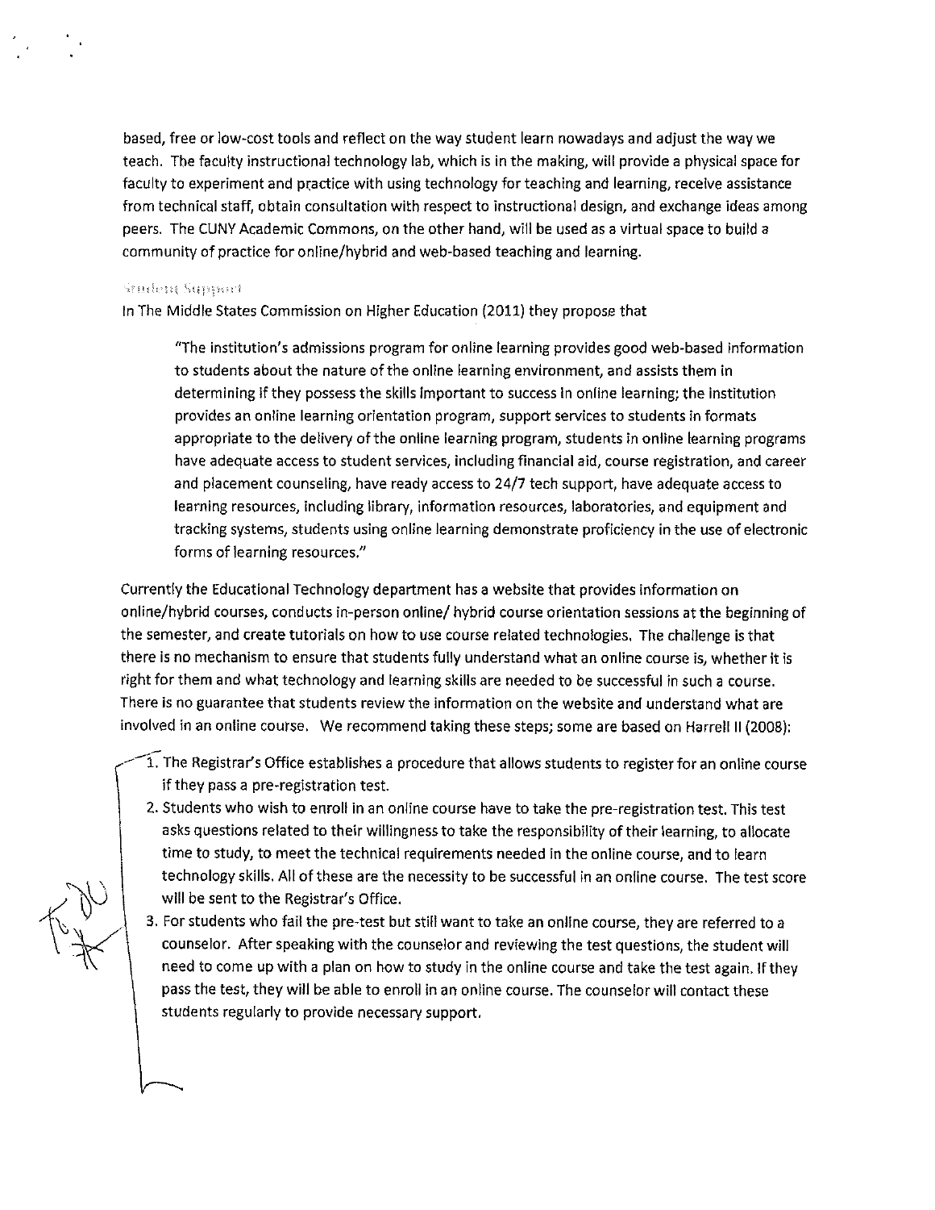based, free or low-cost tools and reflect on the way student learn nowadays and adjust the way we teach. The faculty instructional technology lab, which is in the making, will provide a physical space for faculty to experiment and practice with using technology for teaching and learning, receive assistance from technical staff, obtain consultation with respect to instructional design, and exchange ideas among peers. The CUNY Academic Commons, on the other hand, will be used as a virtual space to build a community of practice for online/hybrid and web-based teaching and learning.

### Student Support

In The Middle States Commission on Higher Education (2011) they propose that

> "The institution's admissions program for online learning provides good web-based information to students about the nature of the online learning environment, and assists them in determining if they possess the skills important to success in online learning; the institution provides an online learning orientation program, support services to students in formats appropriate to the delivery of the online learning program, students in online learning programs have adequate access to student services, including financial aid, course registration, and career and placement counseling, have ready access to 24/7 tech support, have adequate access to learning resources, including library, information resources, laboratories, and equipment and tracking systems, students using online learning demonstrate proficiency in the use of electronic forms of learning resources."

Currently the Educational Technology department has a website that provides information on online/hybrid courses, conducts in-person online/ hybrid course orientation sessions at the beginning of the semester, and create tutorials on how to use course related technologies. The challenge is that there is no mechanism to ensure that students fully understand what an online course is, whether it is right for them and what technology and learning skills are needed to be successful in such a course. There is no guarantee that students review the information on the website and understand what are involved in an online course. We recommend taking these steps; some are based on Harrell II (2008):

1. The Registrar's Office establishes a procedure that allows students to register for an online course if they pass a pre-registration test.
2. Students who wish to enroll in an online course have to take the pre-registration test. This test asks questions related to their willingness to take the responsibility of their learning, to allocate time to study, to meet the technical requirements needed in the online course, and to learn technology skills. All of these are the necessity to be successful in an online course. The test score will be sent to the Registrar's Office.
3. For students who fail the pre-test but still want to take an online course, they are referred to a counselor. After speaking with the counselor and reviewing the test questions, the student will need to come up with a plan on how to study in the online course and take the test again. If they pass the test, they will be able to enroll in an online course. The counselor will contact these students regularly to provide necessary support.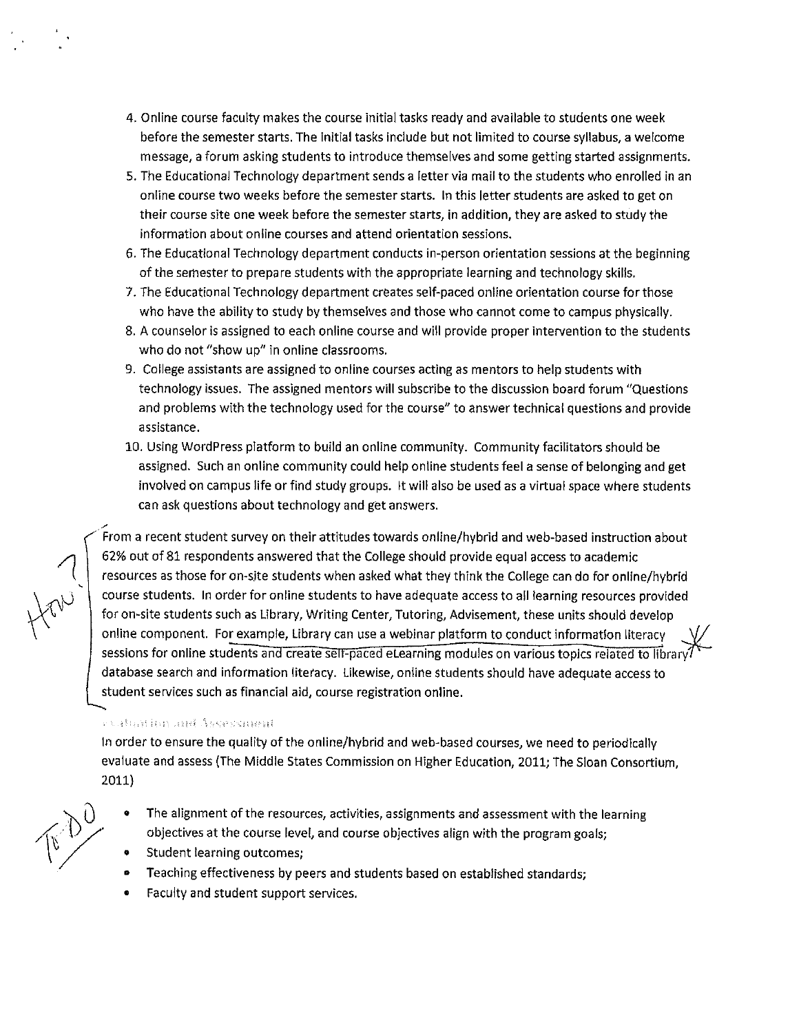4. Online course faculty makes the course initial tasks ready and available to students one week before the semester starts. The initial tasks include but not limited to course syllabus, a welcome message, a forum asking students to introduce themselves and some getting started assignments.
5. The Educational Technology department sends a letter via mail to the students who enrolled in an online course two weeks before the semester starts. In this letter students are asked to get on their course site one week before the semester starts, in addition, they are asked to study the information about online courses and attend orientation sessions.
6. The Educational Technology department conducts in-person orientation sessions at the beginning of the semester to prepare students with the appropriate learning and technology skills.
7. The Educational Technology department creates self-paced online orientation course for those who have the ability to study by themselves and those who cannot come to campus physically.
8. A counselor is assigned to each online course and will provide proper intervention to the students who do not "show up" in online classrooms.
9. College assistants are assigned to online courses acting as mentors to help students with technology issues. The assigned mentors will subscribe to the discussion board forum "Questions and problems with the technology used for the course" to answer technical questions and provide assistance.
10. Using WordPress platform to build an online community. Community facilitators should be assigned. Such an online community could help online students feel a sense of belonging and get involved on campus life or find study groups. It will also be used as a virtual space where students can ask questions about technology and get answers.

From a recent student survey on their attitudes towards online/hybrid and web-based instruction about 62% out of 81 respondents answered that the College should provide equal access to academic resources as those for on-site students when asked what they think the College can do for online/hybrid course students. In order for online students to have adequate access to all learning resources provided for on-site students such as Library, Writing Center, Tutoring, Advisement, these units should develop online component. For example, Library can use a webinar platform to conduct information literacy sessions for online students and create self-paced eLearning modules on various topics related to library database search and information literacy. Likewise, online students should have adequate access to student services such as financial aid, course registration online.

### Evaluation and Assessment

In order to ensure the quality of the online/hybrid and web-based courses, we need to periodically evaluate and assess (The Middle States Commission on Higher Education, 2011; The Sloan Consortium, 2011)

- The alignment of the resources, activities, assignments and assessment with the learning objectives at the course level, and course objectives align with the program goals;
- Student learning outcomes;
- Teaching effectiveness by peers and students based on established standards;
- Faculty and student support services.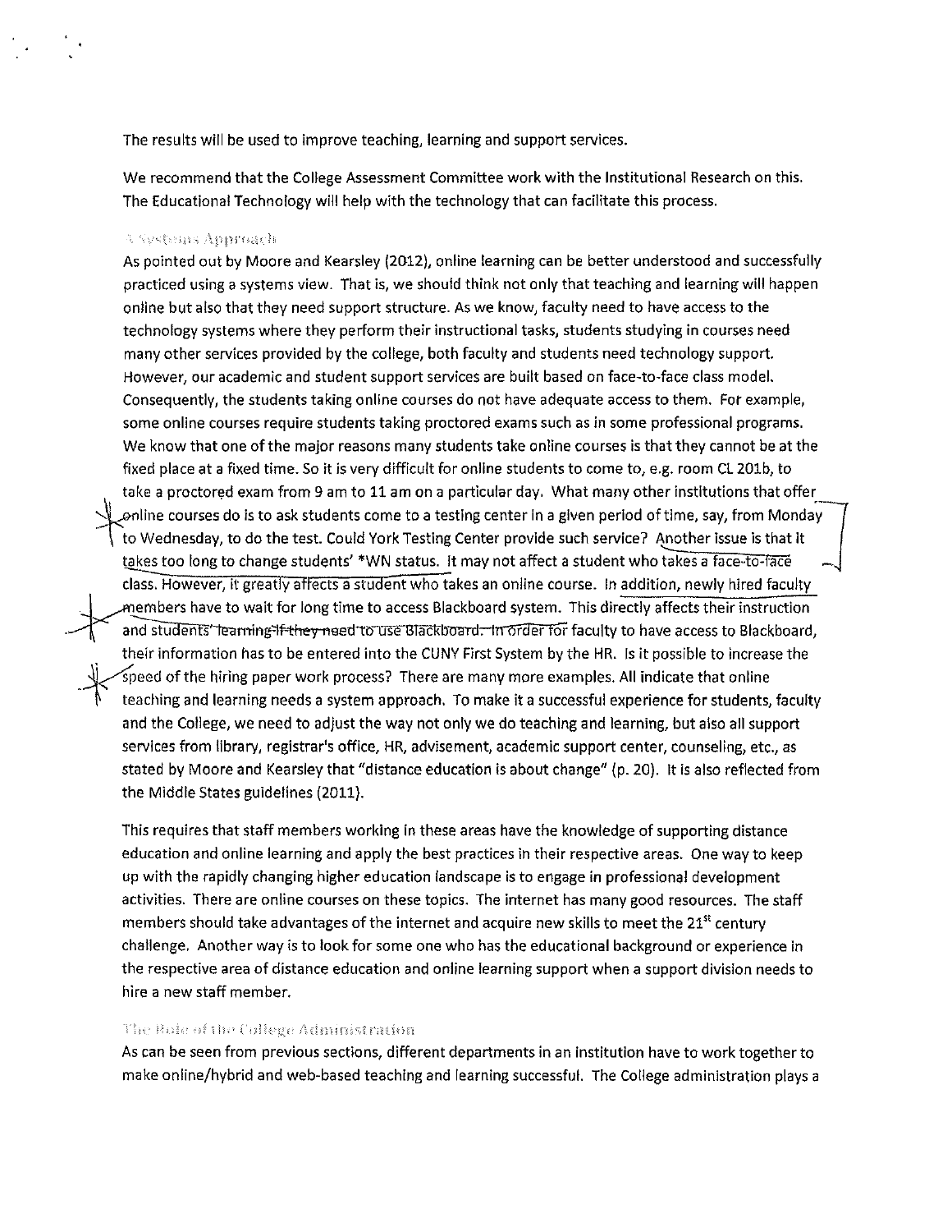The results will be used to improve teaching, learning and support services.

We recommend that the College Assessment Committee work with the Institutional Research on this. The Educational Technology will help with the technology that can facilitate this process.

### A Systems Approach

As pointed out by Moore and Kearsley (2012), online learning can be better understood and successfully practiced using a systems view. That is, we should think not only that teaching and learning will happen online but also that they need support structure. As we know, faculty need to have access to the technology systems where they perform their instructional tasks, students studying in courses need many other services provided by the college, both faculty and students need technology support. However, our academic and student support services are built based on face-to-face class model. Consequently, the students taking online courses do not have adequate access to them. For example, some online courses require students taking proctored exams such as in some professional programs. We know that one of the major reasons many students take online courses is that they cannot be at the fixed place at a fixed time. So it is very difficult for online students to come to, e.g. room CL 201b, to take a proctored exam from 9 am to 11 am on a particular day. What many other institutions that offer online courses do is to ask students come to a testing center in a given period of time, say, from Monday to Wednesday, to do the test. Could York Testing Center provide such service? Another issue is that it takes too long to change students' *WN status. It may not affect a student who takes a face-to-face class. However, it greatly affects a student who takes an online course. In addition, newly hired faculty members have to wait for long time to access Blackboard system. This directly affects their instruction and students' learning if they need to use Blackboard. In order for faculty to have access to Blackboard, their information has to be entered into the CUNY First System by the HR. Is it possible to increase the speed of the hiring paper work process? There are many more examples. All indicate that online teaching and learning needs a system approach. To make it a successful experience for students, faculty and the College, we need to adjust the way not only we do teaching and learning, but also all support services from library, registrar's office, HR, advisement, academic support center, counseling, etc., as stated by Moore and Kearsley that "distance education is about change" (p. 20). It is also reflected from the Middle States guidelines (2011).

This requires that staff members working in these areas have the knowledge of supporting distance education and online learning and apply the best practices in their respective areas. One way to keep up with the rapidly changing higher education landscape is to engage in professional development activities. There are online courses on these topics. The internet has many good resources. The staff members should take advantages of the internet and acquire new skills to meet the 21st century challenge. Another way is to look for some one who has the educational background or experience in the respective area of distance education and online learning support when a support division needs to hire a new staff member.

### The Role of the College Administration

As can be seen from previous sections, different departments in an institution have to work together to make online/hybrid and web-based teaching and learning successful. The College administration plays a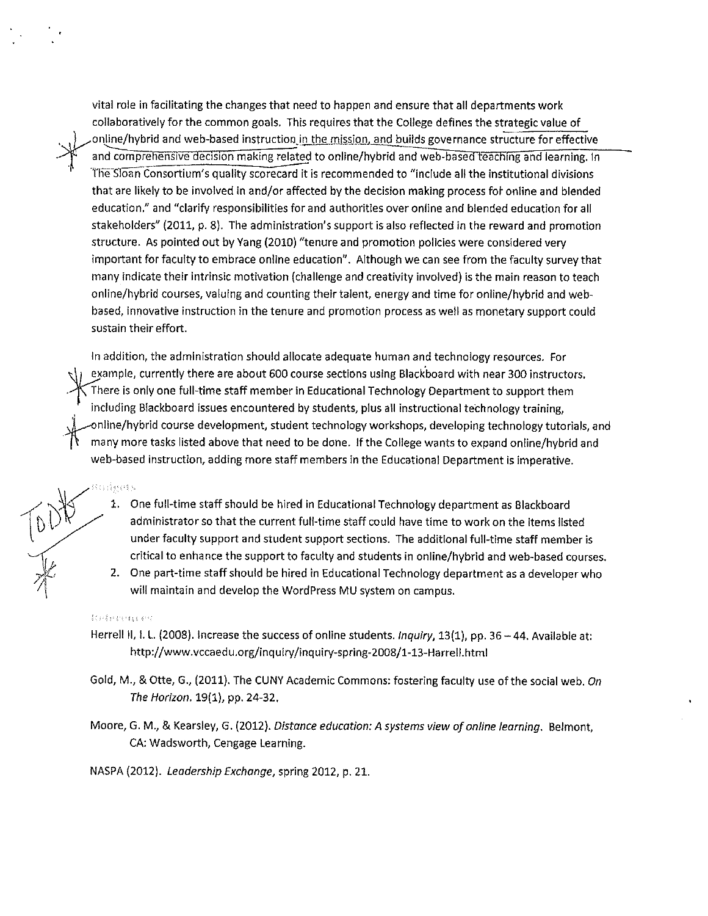vital role in facilitating the changes that need to happen and ensure that all departments work collaboratively for the common goals. This requires that the College defines the strategic value of online/hybrid and web-based instruction in the mission, and builds governance structure for effective and comprehensive decision making related to online/hybrid and web-based teaching and learning. In The Sloan Consortium's quality scorecard it is recommended to "include all the institutional divisions that are likely to be involved in and/or affected by the decision making process for online and blended education." and "clarify responsibilities for and authorities over online and blended education for all stakeholders" (2011, p. 8). The administration's support is also reflected in the reward and promotion structure. As pointed out by Yang (2010) "tenure and promotion policies were considered very important for faculty to embrace online education". Although we can see from the faculty survey that many indicate their intrinsic motivation (challenge and creativity involved) is the main reason to teach online/hybrid courses, valuing and counting their talent, energy and time for online/hybrid and web-based, innovative instruction in the tenure and promotion process as well as monetary support could sustain their effort.

In addition, the administration should allocate adequate human and technology resources. For example, currently there are about 600 course sections using Blackboard with near 300 instructors. There is only one full-time staff member in Educational Technology Department to support them including Blackboard issues encountered by students, plus all instructional technology training, online/hybrid course development, student technology workshops, developing technology tutorials, and many more tasks listed above that need to be done. If the College wants to expand online/hybrid and web-based instruction, adding more staff members in the Educational Department is imperative.

### Budgets

1. One full-time staff should be hired in Educational Technology department as Blackboard administrator so that the current full-time staff could have time to work on the items listed under faculty support and student support sections. The additional full-time staff member is critical to enhance the support to faculty and students in online/hybrid and web-based courses.
2. One part-time staff should be hired in Educational Technology department as a developer who will maintain and develop the WordPress MU system on campus.

### References

Herrell II, I. L. (2008). Increase the success of online students. *Inquiry*, 13(1), pp. 36 – 44. Available at: http://www.vccaedu.org/inquiry/inquiry-spring-2008/1-13-Harrell.html

Gold, M., & Otte, G., (2011). The CUNY Academic Commons: fostering faculty use of the social web. *On The Horizon*. 19(1), pp. 24-32.

Moore, G. M., & Kearsley, G. (2012). *Distance education: A systems view of online learning*. Belmont, CA: Wadsworth, Cengage Learning.

NASPA (2012). *Leadership Exchange*, spring 2012, p. 21.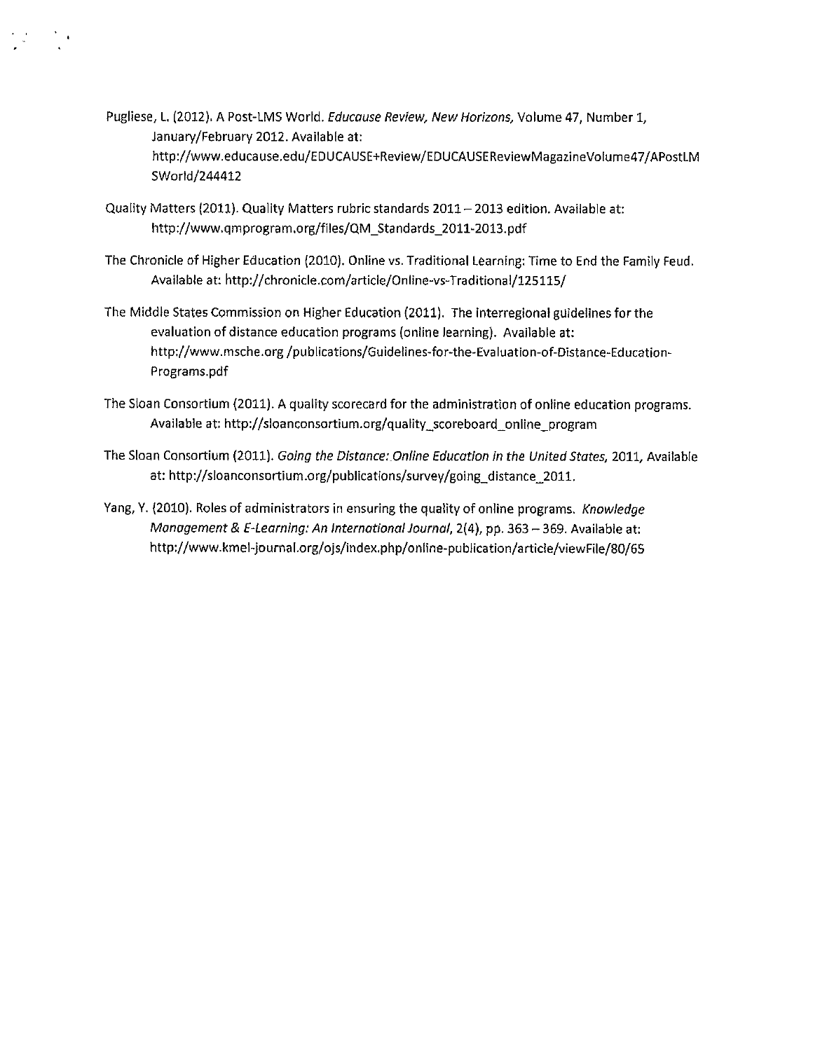Pugliese, L. (2012). A Post-LMS World. *Educause Review, New Horizons,* Volume 47, Number 1, January/February 2012. Available at: http://www.educause.edu/EDUCAUSE+Review/EDUCAUSEReviewMagazineVolume47/APostLMSWorld/244412

Quality Matters (2011). Quality Matters rubric standards 2011 – 2013 edition. Available at: http://www.qmprogram.org/files/QM_Standards_2011-2013.pdf

The Chronicle of Higher Education (2010). Online vs. Traditional Learning: Time to End the Family Feud. Available at: http://chronicle.com/article/Online-vs-Traditional/125115/

The Middle States Commission on Higher Education (2011). The interregional guidelines for the evaluation of distance education programs (online learning). Available at: http://www.msche.org /publications/Guidelines-for-the-Evaluation-of-Distance-Education-Programs.pdf

The Sloan Consortium (2011). A quality scorecard for the administration of online education programs. Available at: http://sloanconsortium.org/quality_scoreboard_online_program

The Sloan Consortium (2011). *Going the Distance: Online Education in the United States*, 2011, Available at: http://sloanconsortium.org/publications/survey/going_distance_2011.

Yang, Y. (2010). Roles of administrators in ensuring the quality of online programs. *Knowledge Management & E-Learning: An International Journal*, 2(4), pp. 363 – 369. Available at: http://www.kmel-journal.org/ojs/index.php/online-publication/article/viewFile/80/65